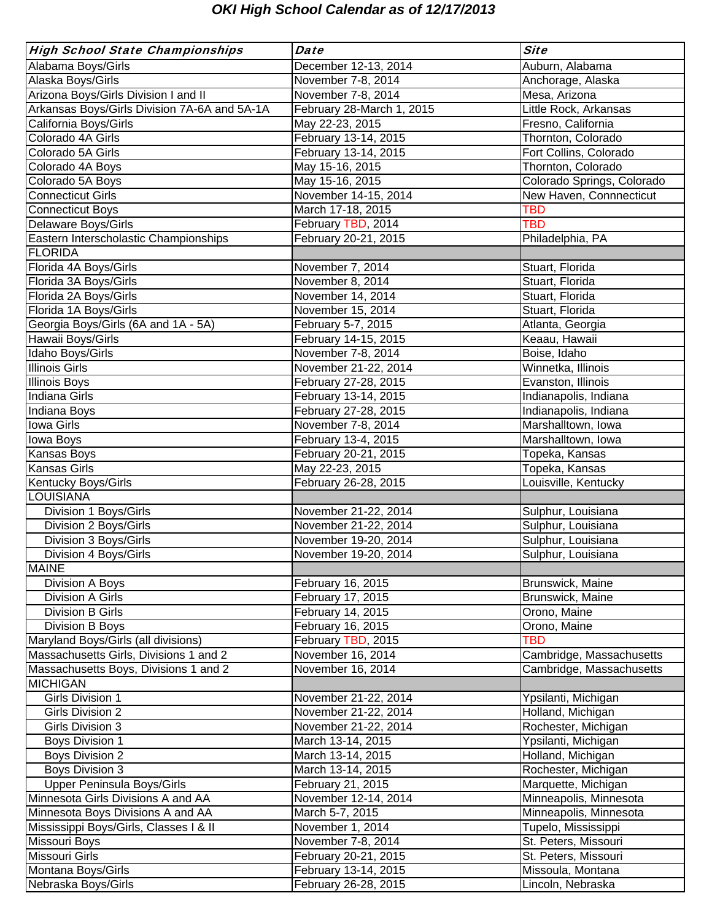# OKI High School Calendar as of 12/17/2013

| *High School State Championships* | *Date* | *Site* |
|---|---|---|
| Alabama Boys/Girls | December 12-13, 2014 | Auburn, Alabama |
| Alaska Boys/Girls | November 7-8, 2014 | Anchorage, Alaska |
| Arizona Boys/Girls Division I and II | November 7-8, 2014 | Mesa, Arizona |
| Arkansas Boys/Girls Division 7A-6A and 5A-1A | February 28-March 1, 2015 | Little Rock, Arkansas |
| California Boys/Girls | May 22-23, 2015 | Fresno, California |
| Colorado 4A Girls | February 13-14, 2015 | Thornton, Colorado |
| Colorado 5A Girls | February 13-14, 2015 | Fort Collins, Colorado |
| Colorado 4A Boys | May 15-16, 2015 | Thornton, Colorado |
| Colorado 5A Boys | May 15-16, 2015 | Colorado Springs, Colorado |
| Connecticut Girls | November 14-15, 2014 | New Haven, Connnecticut |
| Connecticut Boys | March 17-18, 2015 | TBD |
| Delaware Boys/Girls | February TBD, 2014 | TBD |
| Eastern Interscholastic Championships | February 20-21, 2015 | Philadelphia, PA |
| FLORIDA | | |
| Florida 4A Boys/Girls | November 7, 2014 | Stuart, Florida |
| Florida 3A Boys/Girls | November 8, 2014 | Stuart, Florida |
| Florida 2A Boys/Girls | November 14, 2014 | Stuart, Florida |
| Florida 1A Boys/Girls | November 15, 2014 | Stuart, Florida |
| Georgia Boys/Girls (6A and 1A - 5A) | February 5-7, 2015 | Atlanta, Georgia |
| Hawaii Boys/Girls | February 14-15, 2015 | Keaau, Hawaii |
| Idaho Boys/Girls | November 7-8, 2014 | Boise, Idaho |
| Illinois Girls | November 21-22, 2014 | Winnetka, Illinois |
| Illinois Boys | February 27-28, 2015 | Evanston, Illinois |
| Indiana Girls | February 13-14, 2015 | Indianapolis, Indiana |
| Indiana Boys | February 27-28, 2015 | Indianapolis, Indiana |
| Iowa Girls | November 7-8, 2014 | Marshalltown, Iowa |
| Iowa Boys | February 13-4, 2015 | Marshalltown, Iowa |
| Kansas Boys | February 20-21, 2015 | Topeka, Kansas |
| Kansas Girls | May 22-23, 2015 | Topeka, Kansas |
| Kentucky Boys/Girls | February 26-28, 2015 | Louisville, Kentucky |
| LOUISIANA | | |
| Division 1 Boys/Girls | November 21-22, 2014 | Sulphur, Louisiana |
| Division 2 Boys/Girls | November 21-22, 2014 | Sulphur, Louisiana |
| Division 3 Boys/Girls | November 19-20, 2014 | Sulphur, Louisiana |
| Division 4 Boys/Girls | November 19-20, 2014 | Sulphur, Louisiana |
| MAINE | | |
| Division A Boys | February 16, 2015 | Brunswick, Maine |
| Division A Girls | February 17, 2015 | Brunswick, Maine |
| Division B Girls | February 14, 2015 | Orono, Maine |
| Division B Boys | February 16, 2015 | Orono, Maine |
| Maryland Boys/Girls (all divisions) | February TBD, 2015 | TBD |
| Massachusetts Girls, Divisions 1 and 2 | November 16, 2014 | Cambridge, Massachusetts |
| Massachusetts Boys, Divisions 1 and 2 | November 16, 2014 | Cambridge, Massachusetts |
| MICHIGAN | | |
| Girls Division 1 | November 21-22, 2014 | Ypsilanti, Michigan |
| Girls Division 2 | November 21-22, 2014 | Holland, Michigan |
| Girls Division 3 | November 21-22, 2014 | Rochester, Michigan |
| Boys Division 1 | March 13-14, 2015 | Ypsilanti, Michigan |
| Boys Division 2 | March 13-14, 2015 | Holland, Michigan |
| Boys Division 3 | March 13-14, 2015 | Rochester, Michigan |
| Upper Peninsula Boys/Girls | February 21, 2015 | Marquette, Michigan |
| Minnesota Girls Divisions A and AA | November 12-14, 2014 | Minneapolis, Minnesota |
| Minnesota Boys Divisions A and AA | March 5-7, 2015 | Minneapolis, Minnesota |
| Mississippi Boys/Girls, Classes I & II | November 1, 2014 | Tupelo, Mississippi |
| Missouri Boys | November 7-8, 2014 | St. Peters, Missouri |
| Missouri Girls | February 20-21, 2015 | St. Peters, Missouri |
| Montana Boys/Girls | February 13-14, 2015 | Missoula, Montana |
| Nebraska Boys/Girls | February 26-28, 2015 | Lincoln, Nebraska |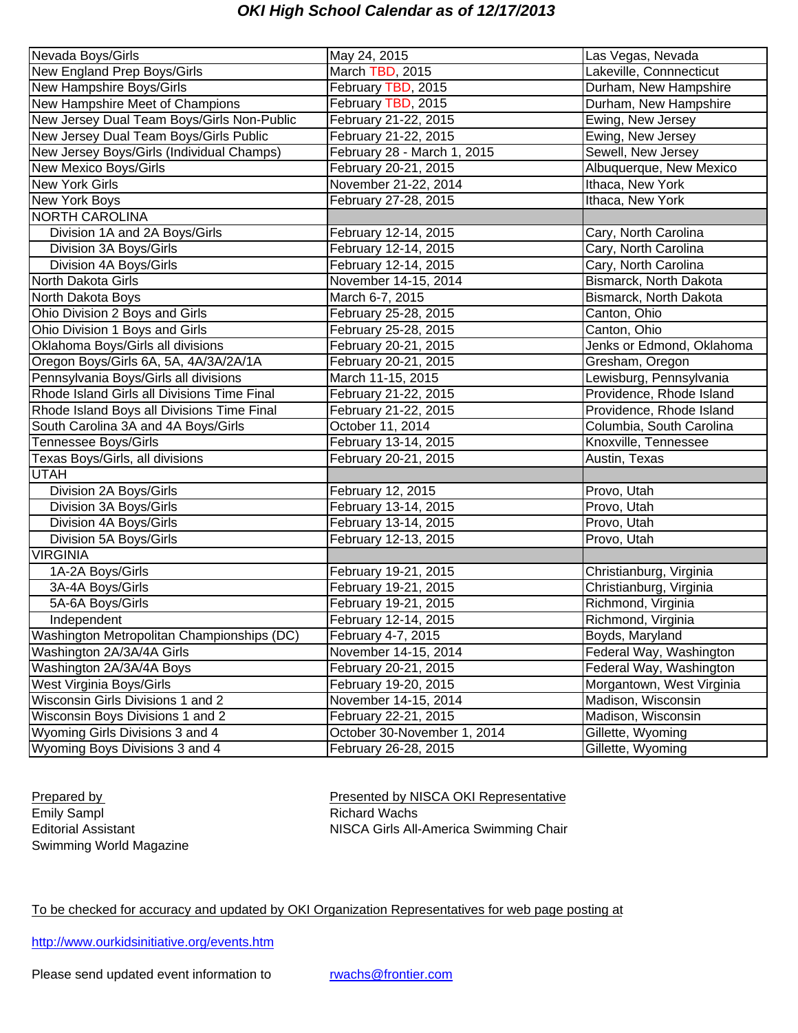## OKI High School Calendar as of 12/17/2013

| | | |
|---|---|---|
| Nevada Boys/Girls | May 24, 2015 | Las Vegas, Nevada |
| New England Prep Boys/Girls | March TBD, 2015 | Lakeville, Connnecticut |
| New Hampshire Boys/Girls | February TBD, 2015 | Durham, New Hampshire |
| New Hampshire Meet of Champions | February TBD, 2015 | Durham, New Hampshire |
| New Jersey Dual Team Boys/Girls Non-Public | February 21-22, 2015 | Ewing, New Jersey |
| New Jersey Dual Team Boys/Girls Public | February 21-22, 2015 | Ewing, New Jersey |
| New Jersey Boys/Girls (Individual Champs) | February 28 - March 1, 2015 | Sewell, New Jersey |
| New Mexico Boys/Girls | February 20-21, 2015 | Albuquerque, New Mexico |
| New York Girls | November 21-22, 2014 | Ithaca, New York |
| New York Boys | February 27-28, 2015 | Ithaca, New York |
| NORTH CAROLINA | | |
| Division 1A and 2A Boys/Girls | February 12-14, 2015 | Cary, North Carolina |
| Division 3A Boys/Girls | February 12-14, 2015 | Cary, North Carolina |
| Division 4A Boys/Girls | February 12-14, 2015 | Cary, North Carolina |
| North Dakota Girls | November 14-15, 2014 | Bismarck, North Dakota |
| North Dakota Boys | March 6-7, 2015 | Bismarck, North Dakota |
| Ohio Division 2 Boys and Girls | February 25-28, 2015 | Canton, Ohio |
| Ohio Division 1 Boys and Girls | February 25-28, 2015 | Canton, Ohio |
| Oklahoma Boys/Girls all divisions | February 20-21, 2015 | Jenks or Edmond, Oklahoma |
| Oregon Boys/Girls 6A, 5A, 4A/3A/2A/1A | February 20-21, 2015 | Gresham, Oregon |
| Pennsylvania Boys/Girls all divisions | March 11-15, 2015 | Lewisburg, Pennsylvania |
| Rhode Island Girls all Divisions Time Final | February 21-22, 2015 | Providence, Rhode Island |
| Rhode Island Boys all Divisions Time Final | February 21-22, 2015 | Providence, Rhode Island |
| South Carolina 3A and 4A Boys/Girls | October 11, 2014 | Columbia, South Carolina |
| Tennessee Boys/Girls | February 13-14, 2015 | Knoxville, Tennessee |
| Texas Boys/Girls, all divisions | February 20-21, 2015 | Austin, Texas |
| UTAH | | |
| Division 2A Boys/Girls | February 12, 2015 | Provo, Utah |
| Division 3A Boys/Girls | February 13-14, 2015 | Provo, Utah |
| Division 4A Boys/Girls | February 13-14, 2015 | Provo, Utah |
| Division 5A Boys/Girls | February 12-13, 2015 | Provo, Utah |
| VIRGINIA | | |
| 1A-2A Boys/Girls | February 19-21, 2015 | Christianburg, Virginia |
| 3A-4A Boys/Girls | February 19-21, 2015 | Christianburg, Virginia |
| 5A-6A Boys/Girls | February 19-21, 2015 | Richmond, Virginia |
| Independent | February 12-14, 2015 | Richmond, Virginia |
| Washington Metropolitan Championships (DC) | February 4-7, 2015 | Boyds, Maryland |
| Washington 2A/3A/4A Girls | November 14-15, 2014 | Federal Way, Washington |
| Washington 2A/3A/4A Boys | February 20-21, 2015 | Federal Way, Washington |
| West Virginia Boys/Girls | February 19-20, 2015 | Morgantown, West Virginia |
| Wisconsin Girls Divisions 1 and 2 | November 14-15, 2014 | Madison, Wisconsin |
| Wisconsin Boys Divisions 1 and 2 | February 22-21, 2015 | Madison, Wisconsin |
| Wyoming Girls Divisions 3 and 4 | October 30-November 1, 2014 | Gillette, Wyoming |
| Wyoming Boys Divisions 3 and 4 | February 26-28, 2015 | Gillette, Wyoming |

Prepared by
Emily Sampl
Editorial Assistant
Swimming World Magazine

Presented by NISCA OKI Representative
Richard Wachs
NISCA Girls All-America Swimming Chair

To be checked for accuracy and updated by OKI Organization Representatives for web page posting at

http://www.ourkidsinitiative.org/events.htm

Please send updated event information to rwachs@frontier.com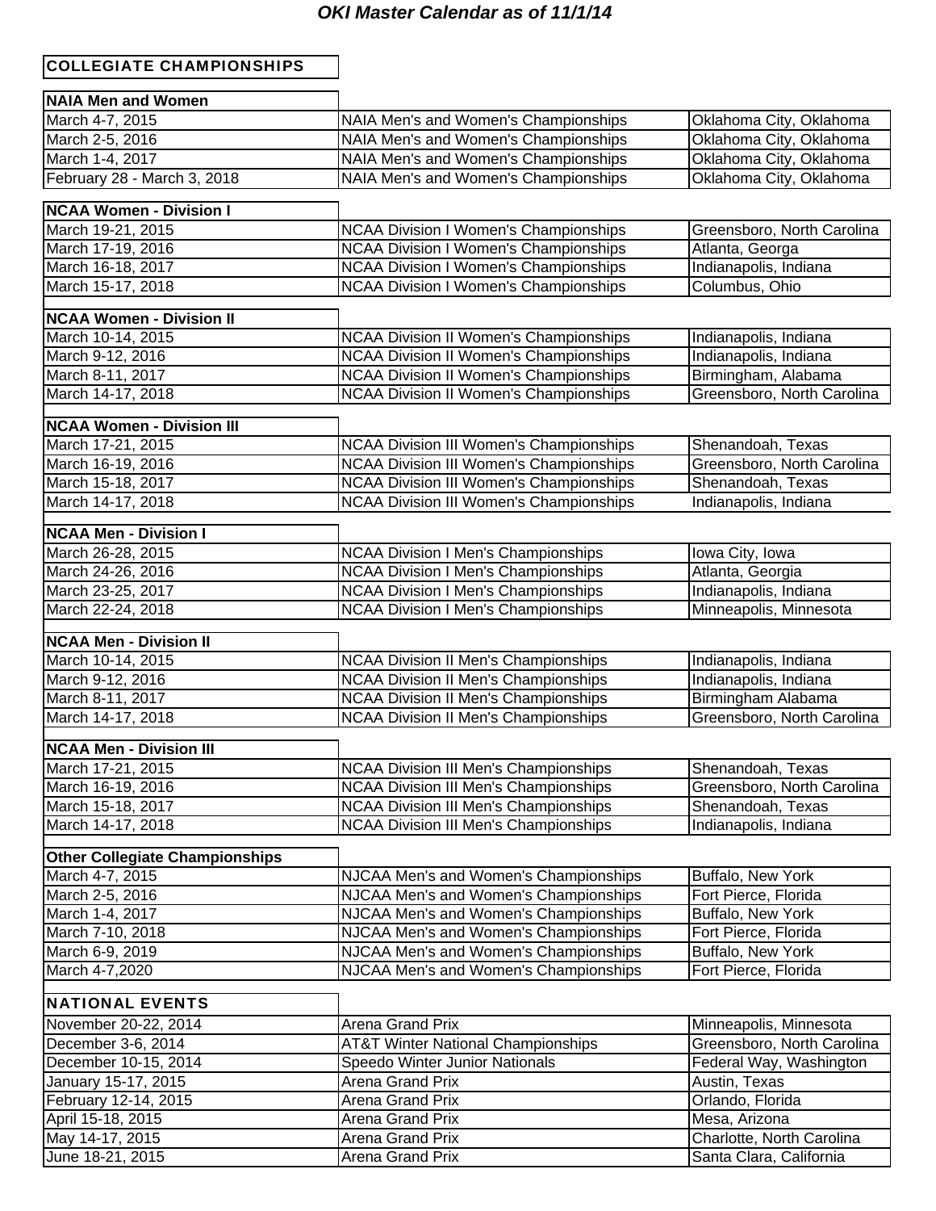***OKI Master Calendar as of 11/1/14***

## COLLEGIATE CHAMPIONSHIPS

### NAIA Men and Women

| | | |
|---|---|---|
| March 4-7, 2015 | NAIA Men's and Women's Championships | Oklahoma City, Oklahoma |
| March 2-5, 2016 | NAIA Men's and Women's Championships | Oklahoma City, Oklahoma |
| March 1-4, 2017 | NAIA Men's and Women's Championships | Oklahoma City, Oklahoma |
| February 28 - March 3, 2018 | NAIA Men's and Women's Championships | Oklahoma City, Oklahoma |

### NCAA Women - Division I

| | | |
|---|---|---|
| March 19-21, 2015 | NCAA Division I Women's Championships | Greensboro, North Carolina |
| March 17-19, 2016 | NCAA Division I Women's Championships | Atlanta, Georga |
| March 16-18, 2017 | NCAA Division I Women's Championships | Indianapolis, Indiana |
| March 15-17, 2018 | NCAA Division I Women's Championships | Columbus, Ohio |

### NCAA Women - Division II

| | | |
|---|---|---|
| March 10-14, 2015 | NCAA Division II Women's Championships | Indianapolis, Indiana |
| March 9-12, 2016 | NCAA Division II Women's Championships | Indianapolis, Indiana |
| March 8-11, 2017 | NCAA Division II Women's Championships | Birmingham, Alabama |
| March 14-17, 2018 | NCAA Division II Women's Championships | Greensboro, North Carolina |

### NCAA Women - Division III

| | | |
|---|---|---|
| March 17-21, 2015 | NCAA Division III Women's Championships | Shenandoah, Texas |
| March 16-19, 2016 | NCAA Division III Women's Championships | Greensboro, North Carolina |
| March 15-18, 2017 | NCAA Division III Women's Championships | Shenandoah, Texas |
| March 14-17, 2018 | NCAA Division III Women's Championships | Indianapolis, Indiana |

### NCAA Men - Division I

| | | |
|---|---|---|
| March 26-28, 2015 | NCAA Division I Men's Championships | Iowa City, Iowa |
| March 24-26, 2016 | NCAA Division I Men's Championships | Atlanta, Georgia |
| March 23-25, 2017 | NCAA Division I Men's Championships | Indianapolis, Indiana |
| March 22-24, 2018 | NCAA Division I Men's Championships | Minneapolis, Minnesota |

### NCAA Men - Division II

| | | |
|---|---|---|
| March 10-14, 2015 | NCAA Division II Men's Championships | Indianapolis, Indiana |
| March 9-12, 2016 | NCAA Division II Men's Championships | Indianapolis, Indiana |
| March 8-11, 2017 | NCAA Division II Men's Championships | Birmingham Alabama |
| March 14-17, 2018 | NCAA Division II Men's Championships | Greensboro, North Carolina |

### NCAA Men - Division III

| | | |
|---|---|---|
| March 17-21, 2015 | NCAA Division III Men's Championships | Shenandoah, Texas |
| March 16-19, 2016 | NCAA Division III Men's Championships | Greensboro, North Carolina |
| March 15-18, 2017 | NCAA Division III Men's Championships | Shenandoah, Texas |
| March 14-17, 2018 | NCAA Division III Men's Championships | Indianapolis, Indiana |

### Other Collegiate Championships

| | | |
|---|---|---|
| March 4-7, 2015 | NJCAA Men's and Women's Championships | Buffalo, New York |
| March 2-5, 2016 | NJCAA Men's and Women's Championships | Fort Pierce, Florida |
| March 1-4, 2017 | NJCAA Men's and Women's Championships | Buffalo, New York |
| March 7-10, 2018 | NJCAA Men's and Women's Championships | Fort Pierce, Florida |
| March 6-9, 2019 | NJCAA Men's and Women's Championships | Buffalo, New York |
| March 4-7,2020 | NJCAA Men's and Women's Championships | Fort Pierce, Florida |

## NATIONAL EVENTS

| | | |
|---|---|---|
| November 20-22, 2014 | Arena Grand Prix | Minneapolis, Minnesota |
| December 3-6, 2014 | AT&T Winter National Championships | Greensboro, North Carolina |
| December 10-15, 2014 | Speedo Winter Junior Nationals | Federal Way, Washington |
| January 15-17, 2015 | Arena Grand Prix | Austin, Texas |
| February 12-14, 2015 | Arena Grand Prix | Orlando, Florida |
| April 15-18, 2015 | Arena Grand Prix | Mesa, Arizona |
| May 14-17, 2015 | Arena Grand Prix | Charlotte, North Carolina |
| June 18-21, 2015 | Arena Grand Prix | Santa Clara, California |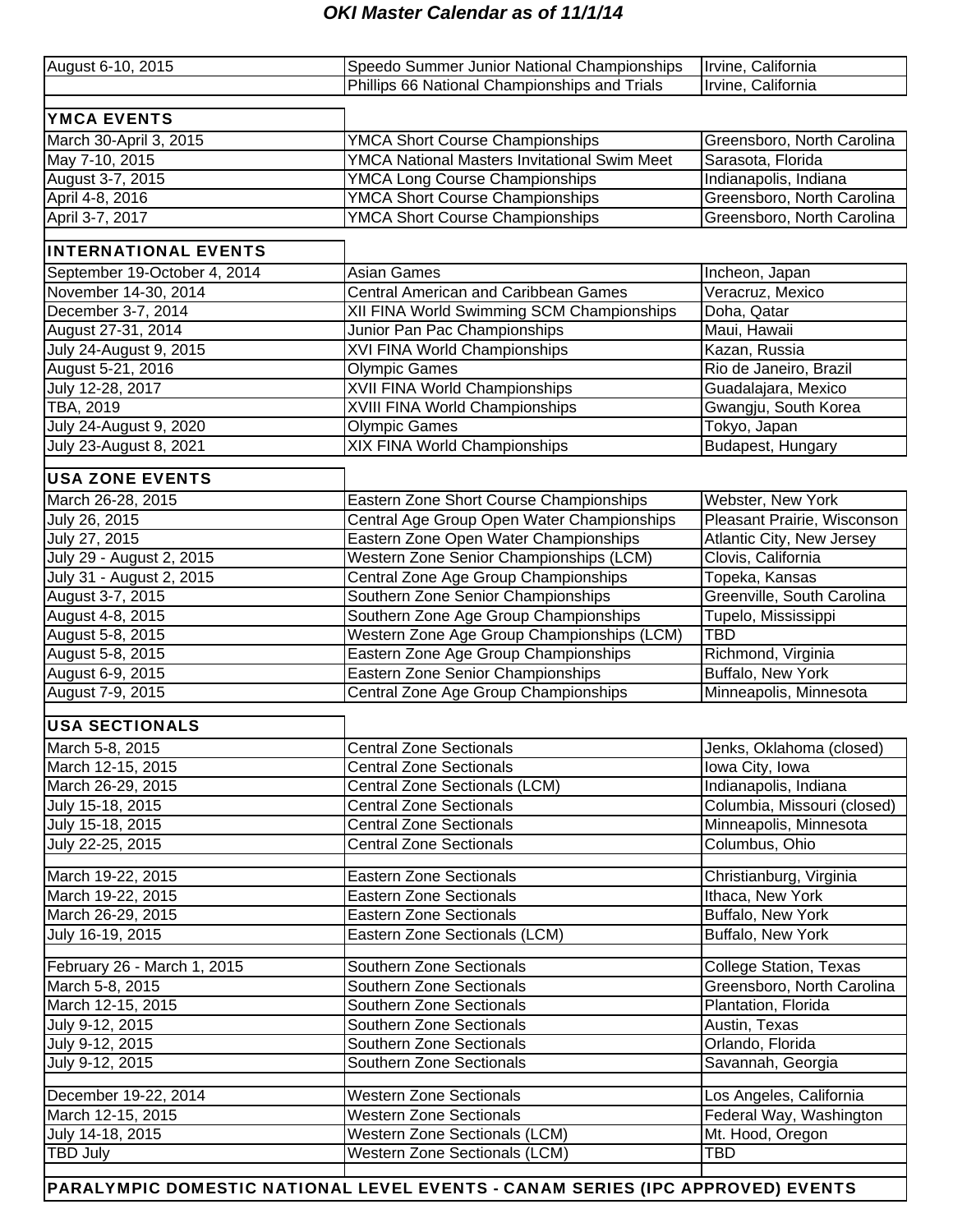***OKI Master Calendar as of 11/1/14***

| | | |
|---|---|---|
| August 6-10, 2015 | Speedo Summer Junior National Championships | Irvine, California |
| | Phillips 66 National Championships and Trials | Irvine, California |

**YMCA EVENTS**

| | | |
|---|---|---|
| March 30-April 3, 2015 | YMCA Short Course Championships | Greensboro, North Carolina |
| May 7-10, 2015 | YMCA National Masters Invitational Swim Meet | Sarasota, Florida |
| August 3-7, 2015 | YMCA Long Course Championships | Indianapolis, Indiana |
| April 4-8, 2016 | YMCA Short Course Championships | Greensboro, North Carolina |
| April 3-7, 2017 | YMCA Short Course Championships | Greensboro, North Carolina |

**INTERNATIONAL EVENTS**

| | | |
|---|---|---|
| September 19-October 4, 2014 | Asian Games | Incheon, Japan |
| November 14-30, 2014 | Central American and Caribbean Games | Veracruz, Mexico |
| December 3-7, 2014 | XII FINA World Swimming SCM Championships | Doha, Qatar |
| August 27-31, 2014 | Junior Pan Pac Championships | Maui, Hawaii |
| July 24-August 9, 2015 | XVI FINA World Championships | Kazan, Russia |
| August 5-21, 2016 | Olympic Games | Rio de Janeiro, Brazil |
| July 12-28, 2017 | XVII FINA World Championships | Guadalajara, Mexico |
| TBA, 2019 | XVIII FINA World Championships | Gwangju, South Korea |
| July 24-August 9, 2020 | Olympic Games | Tokyo, Japan |
| July 23-August 8, 2021 | XIX FINA World Championships | Budapest, Hungary |

**USA ZONE EVENTS**

| | | |
|---|---|---|
| March 26-28, 2015 | Eastern Zone Short Course Championships | Webster, New York |
| July 26, 2015 | Central Age Group Open Water Championships | Pleasant Prairie, Wisconson |
| July 27, 2015 | Eastern Zone Open Water Championships | Atlantic City, New Jersey |
| July 29 - August 2, 2015 | Western Zone Senior Championships (LCM) | Clovis, California |
| July 31 - August 2, 2015 | Central Zone Age Group Championships | Topeka, Kansas |
| August 3-7, 2015 | Southern Zone Senior Championships | Greenville, South Carolina |
| August 4-8, 2015 | Southern Zone Age Group Championships | Tupelo, Mississippi |
| August 5-8, 2015 | Western Zone Age Group Championships (LCM) | TBD |
| August 5-8, 2015 | Eastern Zone Age Group Championships | Richmond, Virginia |
| August 6-9, 2015 | Eastern Zone Senior Championships | Buffalo, New York |
| August 7-9, 2015 | Central Zone Age Group Championships | Minneapolis, Minnesota |

**USA SECTIONALS**

| | | |
|---|---|---|
| March 5-8, 2015 | Central Zone Sectionals | Jenks, Oklahoma (closed) |
| March 12-15, 2015 | Central Zone Sectionals | Iowa City, Iowa |
| March 26-29, 2015 | Central Zone Sectionals (LCM) | Indianapolis, Indiana |
| July 15-18, 2015 | Central Zone Sectionals | Columbia, Missouri (closed) |
| July 15-18, 2015 | Central Zone Sectionals | Minneapolis, Minnesota |
| July 22-25, 2015 | Central Zone Sectionals | Columbus, Ohio |
| | | |
| March 19-22, 2015 | Eastern Zone Sectionals | Christianburg, Virginia |
| March 19-22, 2015 | Eastern Zone Sectionals | Ithaca, New York |
| March 26-29, 2015 | Eastern Zone Sectionals | Buffalo, New York |
| July 16-19, 2015 | Eastern Zone Sectionals (LCM) | Buffalo, New York |
| | | |
| February 26 - March 1, 2015 | Southern Zone Sectionals | College Station, Texas |
| March 5-8, 2015 | Southern Zone Sectionals | Greensboro, North Carolina |
| March 12-15, 2015 | Southern Zone Sectionals | Plantation, Florida |
| July 9-12, 2015 | Southern Zone Sectionals | Austin, Texas |
| July 9-12, 2015 | Southern Zone Sectionals | Orlando, Florida |
| July 9-12, 2015 | Southern Zone Sectionals | Savannah, Georgia |
| | | |
| December 19-22, 2014 | Western Zone Sectionals | Los Angeles, California |
| March 12-15, 2015 | Western Zone Sectionals | Federal Way, Washington |
| July 14-18, 2015 | Western Zone Sectionals (LCM) | Mt. Hood, Oregon |
| TBD July | Western Zone Sectionals (LCM) | TBD |

**PARALYMPIC DOMESTIC NATIONAL LEVEL EVENTS - CANAM SERIES (IPC APPROVED) EVENTS**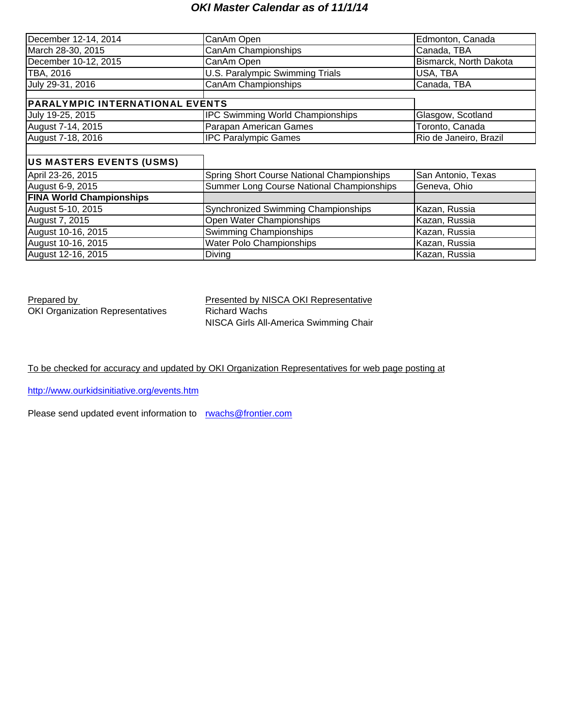***OKI Master Calendar as of 11/1/14***

| | | |
|---|---|---|
| December 12-14, 2014 | CanAm Open | Edmonton, Canada |
| March 28-30, 2015 | CanAm Championships | Canada, TBA |
| December 10-12, 2015 | CanAm Open | Bismarck, North Dakota |
| TBA, 2016 | U.S. Paralympic Swimming Trials | USA, TBA |
| July 29-31, 2016 | CanAm Championships | Canada, TBA |
| | | |
| **PARALYMPIC INTERNATIONAL EVENTS** | | |
| July 19-25, 2015 | IPC Swimming World Championships | Glasgow, Scotland |
| August 7-14, 2015 | Parapan American Games | Toronto, Canada |
| August 7-18, 2016 | IPC Paralympic Games | Rio de Janeiro, Brazil |
| | | |
| **US MASTERS EVENTS (USMS)** | | |
| April 23-26, 2015 | Spring Short Course National Championships | San Antonio, Texas |
| August 6-9, 2015 | Summer Long Course National Championships | Geneva, Ohio |
| **FINA World Championships** | | |
| August 5-10, 2015 | Synchronized Swimming Championships | Kazan, Russia |
| August 7, 2015 | Open Water Championships | Kazan, Russia |
| August 10-16, 2015 | Swimming Championships | Kazan, Russia |
| August 10-16, 2015 | Water Polo Championships | Kazan, Russia |
| August 12-16, 2015 | Diving | Kazan, Russia |

Prepared by
OKI Organization Representatives

Presented by NISCA OKI Representative
Richard Wachs
NISCA Girls All-America Swimming Chair

To be checked for accuracy and updated by OKI Organization Representatives for web page posting at

http://www.ourkidsinitiative.org/events.htm

Please send updated event information to rwachs@frontier.com